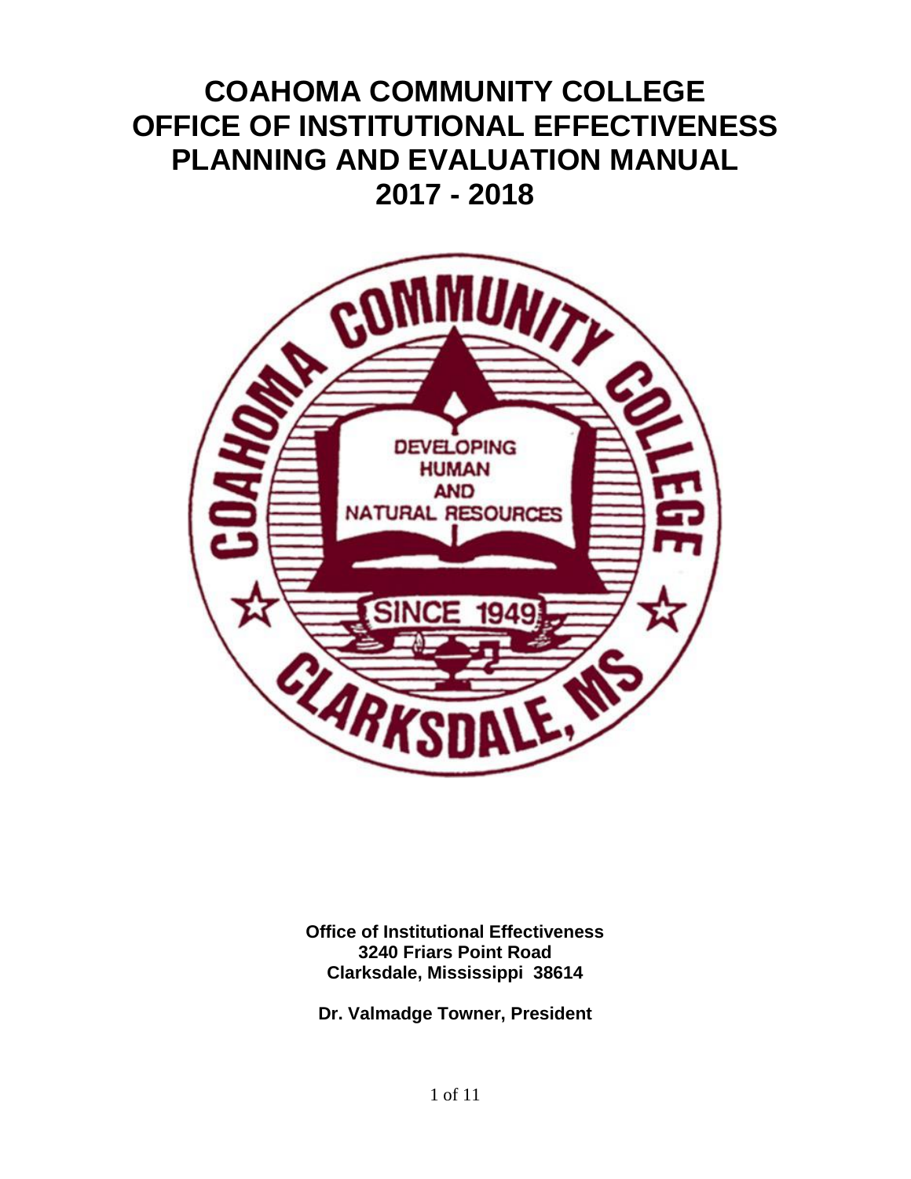# COAHOMA COMMUNITY COLLEGE
# OFFICE OF INSTITUTIONAL EFFECTIVENESS
# PLANNING AND EVALUATION MANUAL
# 2017 - 2018

**Office of Institutional Effectiveness**
**3240 Friars Point Road**
**Clarksdale, Mississippi 38614**

**Dr. Valmadge Towner, President**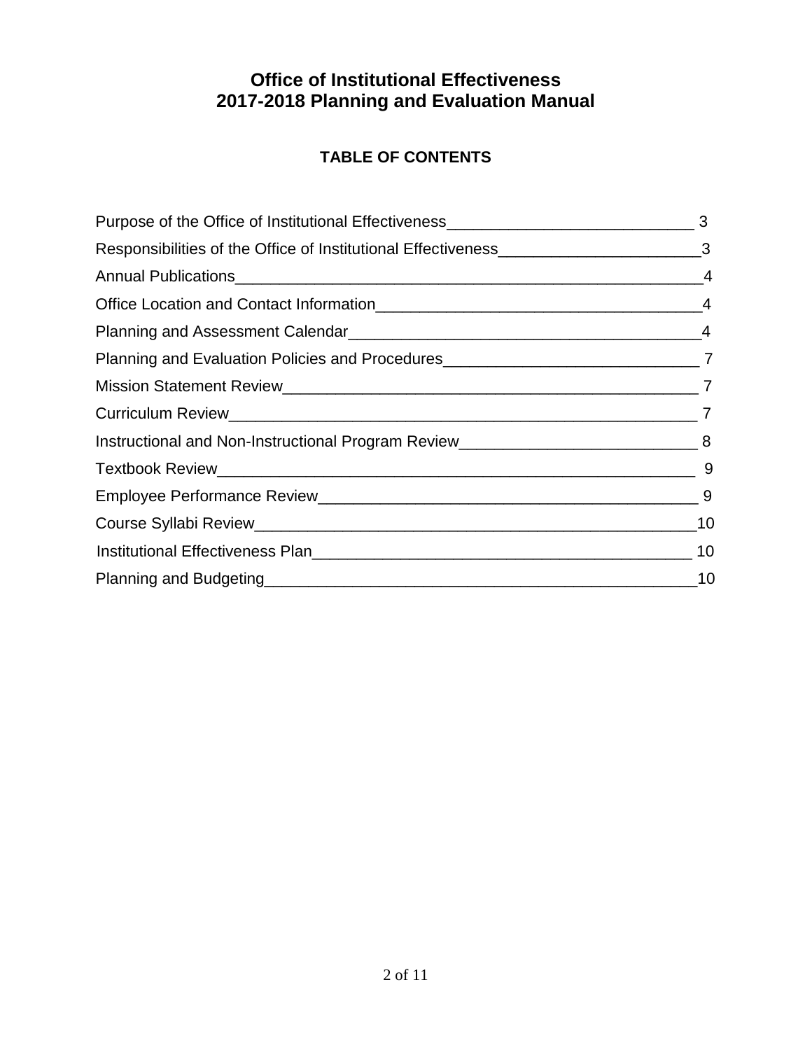# Office of Institutional Effectiveness
# 2017-2018 Planning and Evaluation Manual

## TABLE OF CONTENTS

| | |
|---|---|
| Purpose of the Office of Institutional Effectiveness | 3 |
| Responsibilities of the Office of Institutional Effectiveness | 3 |
| Annual Publications | 4 |
| Office Location and Contact Information | 4 |
| Planning and Assessment Calendar | 4 |
| Planning and Evaluation Policies and Procedures | 7 |
| Mission Statement Review | 7 |
| Curriculum Review | 7 |
| Instructional and Non-Instructional Program Review | 8 |
| Textbook Review | 9 |
| Employee Performance Review | 9 |
| Course Syllabi Review | 10 |
| Institutional Effectiveness Plan | 10 |
| Planning and Budgeting | 10 |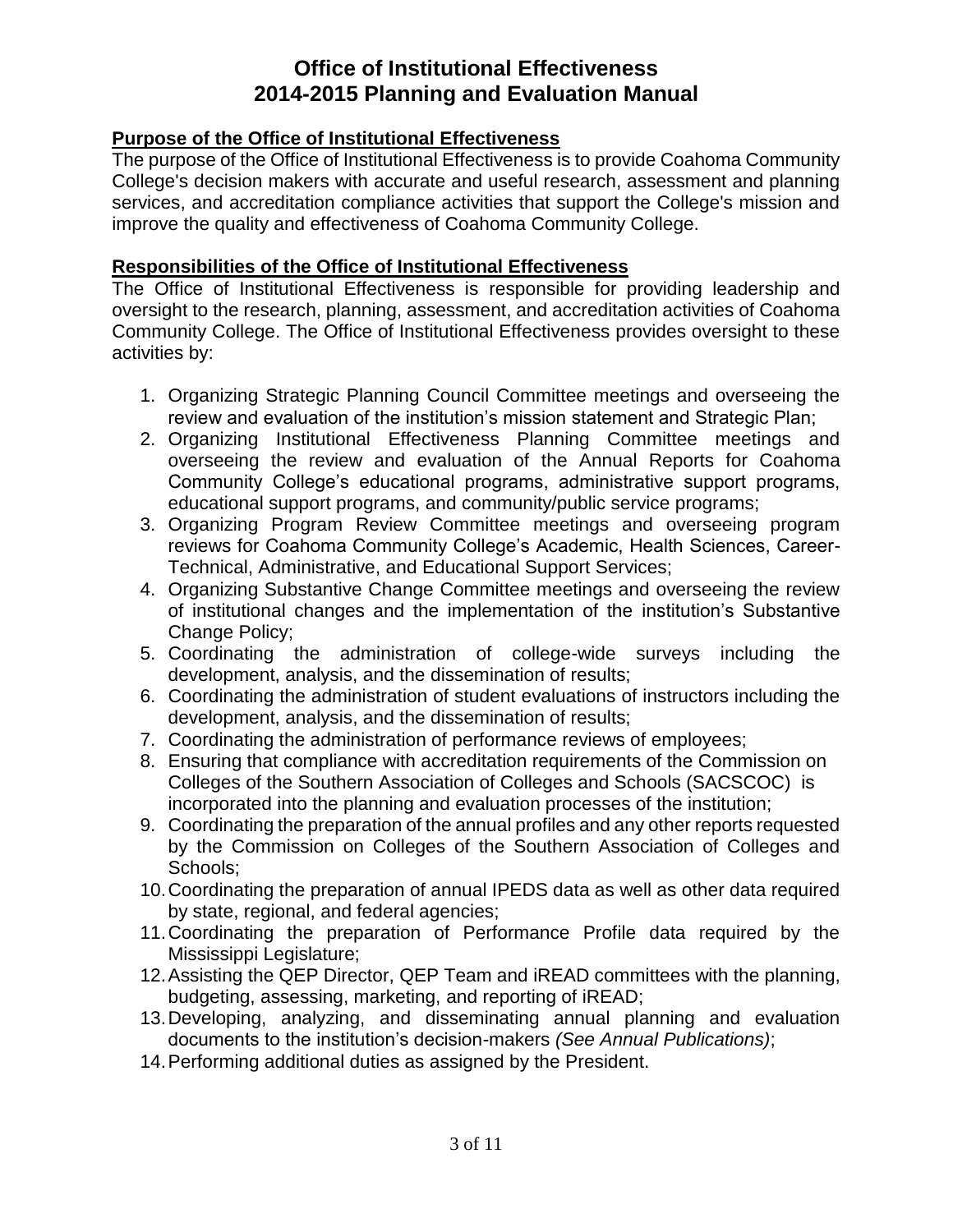# Office of Institutional Effectiveness
# 2014-2015 Planning and Evaluation Manual

## Purpose of the Office of Institutional Effectiveness

The purpose of the Office of Institutional Effectiveness is to provide Coahoma Community College's decision makers with accurate and useful research, assessment and planning services, and accreditation compliance activities that support the College's mission and improve the quality and effectiveness of Coahoma Community College.

## Responsibilities of the Office of Institutional Effectiveness

The Office of Institutional Effectiveness is responsible for providing leadership and oversight to the research, planning, assessment, and accreditation activities of Coahoma Community College. The Office of Institutional Effectiveness provides oversight to these activities by:

1. Organizing Strategic Planning Council Committee meetings and overseeing the review and evaluation of the institution's mission statement and Strategic Plan;
2. Organizing Institutional Effectiveness Planning Committee meetings and overseeing the review and evaluation of the Annual Reports for Coahoma Community College's educational programs, administrative support programs, educational support programs, and community/public service programs;
3. Organizing Program Review Committee meetings and overseeing program reviews for Coahoma Community College's Academic, Health Sciences, Career-Technical, Administrative, and Educational Support Services;
4. Organizing Substantive Change Committee meetings and overseeing the review of institutional changes and the implementation of the institution's Substantive Change Policy;
5. Coordinating the administration of college-wide surveys including the development, analysis, and the dissemination of results;
6. Coordinating the administration of student evaluations of instructors including the development, analysis, and the dissemination of results;
7. Coordinating the administration of performance reviews of employees;
8. Ensuring that compliance with accreditation requirements of the Commission on Colleges of the Southern Association of Colleges and Schools (SACSCOC) is incorporated into the planning and evaluation processes of the institution;
9. Coordinating the preparation of the annual profiles and any other reports requested by the Commission on Colleges of the Southern Association of Colleges and Schools;
10. Coordinating the preparation of annual IPEDS data as well as other data required by state, regional, and federal agencies;
11. Coordinating the preparation of Performance Profile data required by the Mississippi Legislature;
12. Assisting the QEP Director, QEP Team and iREAD committees with the planning, budgeting, assessing, marketing, and reporting of iREAD;
13. Developing, analyzing, and disseminating annual planning and evaluation documents to the institution's decision-makers *(See Annual Publications)*;
14. Performing additional duties as assigned by the President.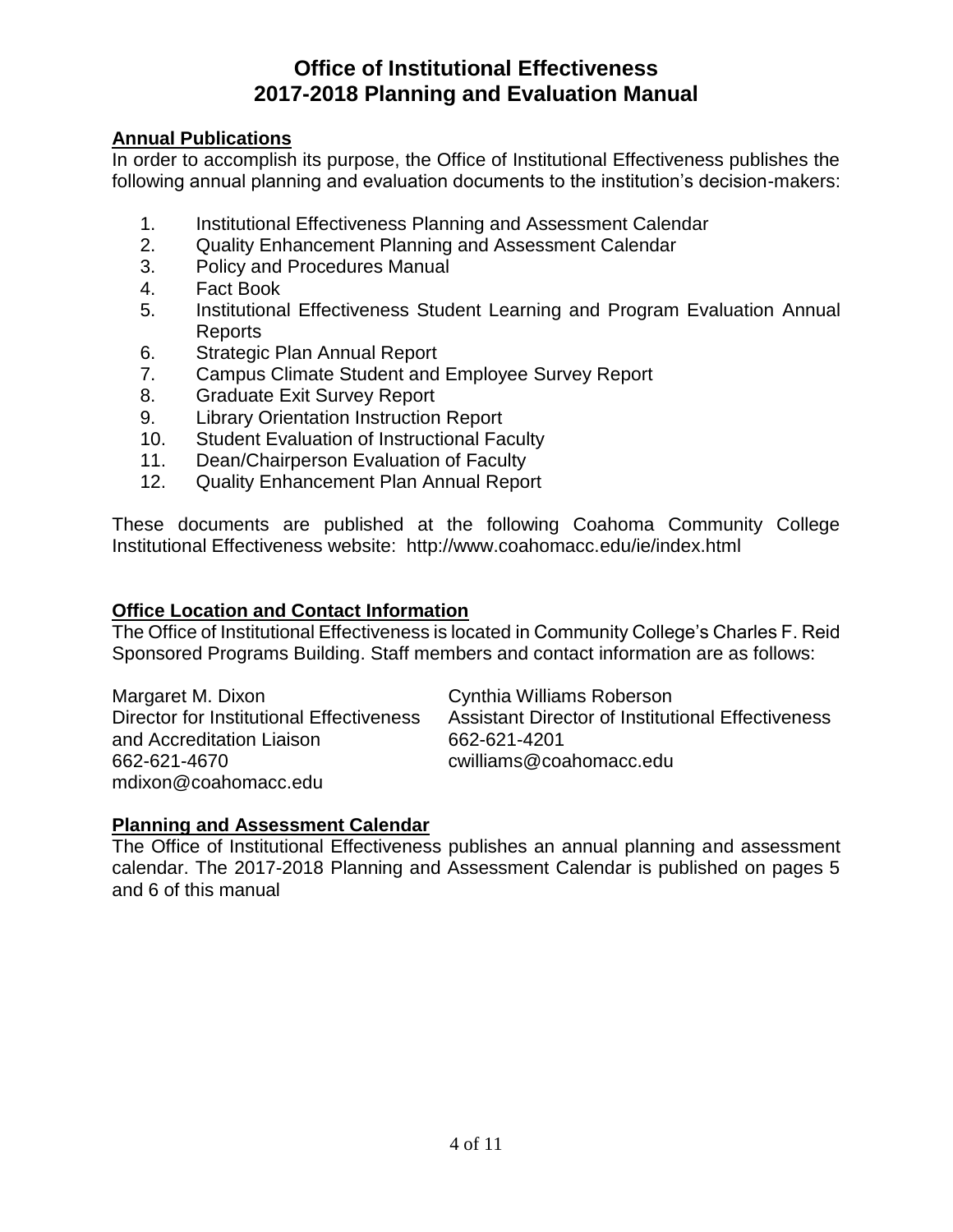# Office of Institutional Effectiveness
# 2017-2018 Planning and Evaluation Manual

## Annual Publications

In order to accomplish its purpose, the Office of Institutional Effectiveness publishes the following annual planning and evaluation documents to the institution's decision-makers:

1. Institutional Effectiveness Planning and Assessment Calendar
2. Quality Enhancement Planning and Assessment Calendar
3. Policy and Procedures Manual
4. Fact Book
5. Institutional Effectiveness Student Learning and Program Evaluation Annual Reports
6. Strategic Plan Annual Report
7. Campus Climate Student and Employee Survey Report
8. Graduate Exit Survey Report
9. Library Orientation Instruction Report
10. Student Evaluation of Instructional Faculty
11. Dean/Chairperson Evaluation of Faculty
12. Quality Enhancement Plan Annual Report

These documents are published at the following Coahoma Community College Institutional Effectiveness website: http://www.coahomacc.edu/ie/index.html

## Office Location and Contact Information

The Office of Institutional Effectiveness is located in Community College's Charles F. Reid Sponsored Programs Building. Staff members and contact information are as follows:

Margaret M. Dixon
Director for Institutional Effectiveness and Accreditation Liaison
662-621-4670
mdixon@coahomacc.edu

Cynthia Williams Roberson
Assistant Director of Institutional Effectiveness
662-621-4201
cwilliams@coahomacc.edu

## Planning and Assessment Calendar

The Office of Institutional Effectiveness publishes an annual planning and assessment calendar. The 2017-2018 Planning and Assessment Calendar is published on pages 5 and 6 of this manual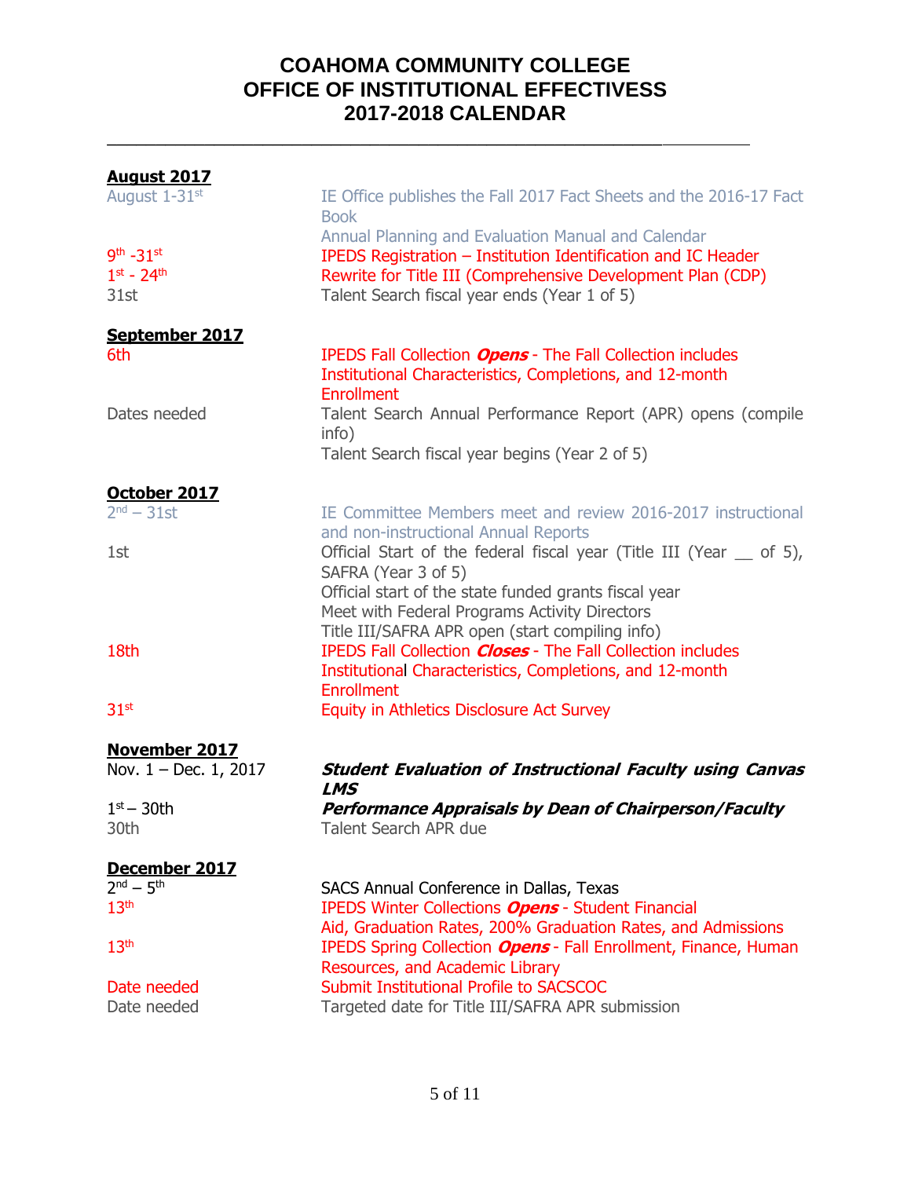# COAHOMA COMMUNITY COLLEGE
# OFFICE OF INSTITUTIONAL EFFECTIVESS
# 2017-2018 CALENDAR

---

**August 2017**

| | |
|---|---|
| August 1-31st | IE Office publishes the Fall 2017 Fact Sheets and the 2016-17 Fact Book |
| | Annual Planning and Evaluation Manual and Calendar |
| 9th -31st | IPEDS Registration – Institution Identification and IC Header |
| 1st - 24th | Rewrite for Title III (Comprehensive Development Plan (CDP) |
| 31st | Talent Search fiscal year ends (Year 1 of 5) |

**September 2017**

| | |
|---|---|
| 6th | IPEDS Fall Collection ***Opens*** - The Fall Collection includes Institutional Characteristics, Completions, and 12-month Enrollment |
| Dates needed | Talent Search Annual Performance Report (APR) opens (compile info) |
| | Talent Search fiscal year begins (Year 2 of 5) |

**October 2017**

| | |
|---|---|
| 2nd – 31st | IE Committee Members meet and review 2016-2017 instructional and non-instructional Annual Reports |
| 1st | Official Start of the federal fiscal year (Title III (Year __ of 5), SAFRA (Year 3 of 5) |
| | Official start of the state funded grants fiscal year |
| | Meet with Federal Programs Activity Directors |
| | Title III/SAFRA APR open (start compiling info) |
| 18th | IPEDS Fall Collection ***Closes*** - The Fall Collection includes Institutional Characteristics, Completions, and 12-month Enrollment |
| 31st | Equity in Athletics Disclosure Act Survey |

**November 2017**

| | |
|---|---|
| Nov. 1 – Dec. 1, 2017 | ***Student Evaluation of Instructional Faculty using Canvas LMS*** |
| 1st – 30th | ***Performance Appraisals by Dean of Chairperson/Faculty*** |
| 30th | Talent Search APR due |

**December 2017**

| | |
|---|---|
| 2nd – 5th | SACS Annual Conference in Dallas, Texas |
| 13th | IPEDS Winter Collections ***Opens*** - Student Financial Aid, Graduation Rates, 200% Graduation Rates, and Admissions |
| 13th | IPEDS Spring Collection ***Opens*** - Fall Enrollment, Finance, Human Resources, and Academic Library |
| Date needed | Submit Institutional Profile to SACSCOC |
| Date needed | Targeted date for Title III/SAFRA APR submission |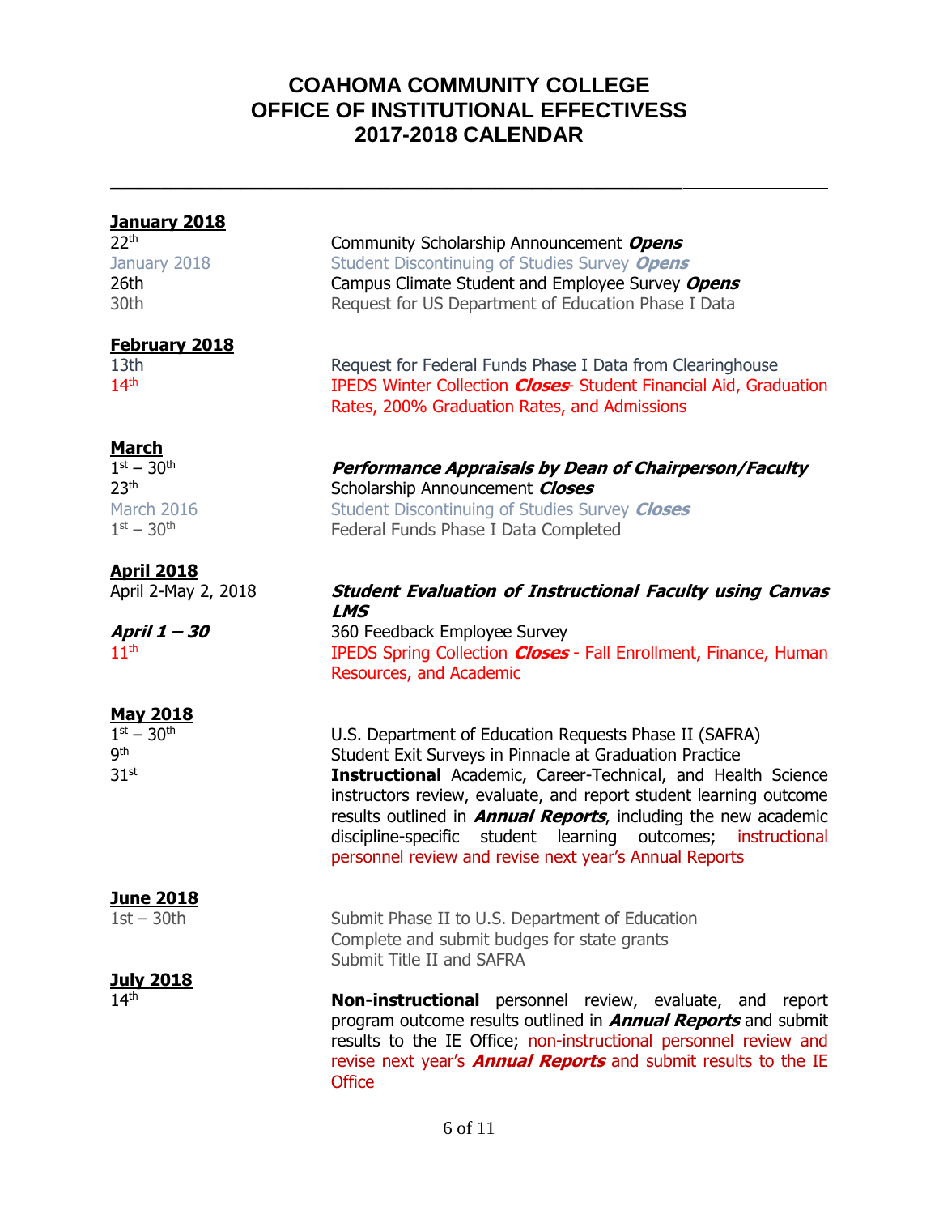# COAHOMA COMMUNITY COLLEGE
# OFFICE OF INSTITUTIONAL EFFECTIVESS
# 2017-2018 CALENDAR

---

**January 2018**

| | |
|---|---|
| 22nd | Community Scholarship Announcement ***Opens*** |
| January 2018 | Student Discontinuing of Studies Survey ***Opens*** |
| 26th | Campus Climate Student and Employee Survey ***Opens*** |
| 30th | Request for US Department of Education Phase I Data |

**February 2018**

| | |
|---|---|
| 13th | Request for Federal Funds Phase I Data from Clearinghouse |
| 14th | IPEDS Winter Collection ***Closes***- Student Financial Aid, Graduation Rates, 200% Graduation Rates, and Admissions |

**March**

| | |
|---|---|
| 1st – 30th | ***Performance Appraisals by Dean of Chairperson/Faculty*** |
| 23rd | Scholarship Announcement ***Closes*** |
| March 2016 | Student Discontinuing of Studies Survey ***Closes*** |
| 1st – 30th | Federal Funds Phase I Data Completed |

**April 2018**

| | |
|---|---|
| April 2-May 2, 2018 | ***Student Evaluation of Instructional Faculty using Canvas LMS*** |
| ***April 1 – 30*** | 360 Feedback Employee Survey |
| 11th | IPEDS Spring Collection ***Closes*** - Fall Enrollment, Finance, Human Resources, and Academic |

**May 2018**

| | |
|---|---|
| 1st – 30th | U.S. Department of Education Requests Phase II (SAFRA) |
| 9th | Student Exit Surveys in Pinnacle at Graduation Practice |
| 31st | **Instructional** Academic, Career-Technical, and Health Science instructors review, evaluate, and report student learning outcome results outlined in ***Annual Reports***, including the new academic discipline-specific student learning outcomes; instructional personnel review and revise next year's Annual Reports |

**June 2018**

| | |
|---|---|
| 1st – 30th | Submit Phase II to U.S. Department of Education<br>Complete and submit budges for state grants<br>Submit Title II and SAFRA |

**July 2018**

| | |
|---|---|
| 14th | **Non-instructional** personnel review, evaluate, and report program outcome results outlined in ***Annual Reports*** and submit results to the IE Office; non-instructional personnel review and revise next year's ***Annual Reports*** and submit results to the IE Office |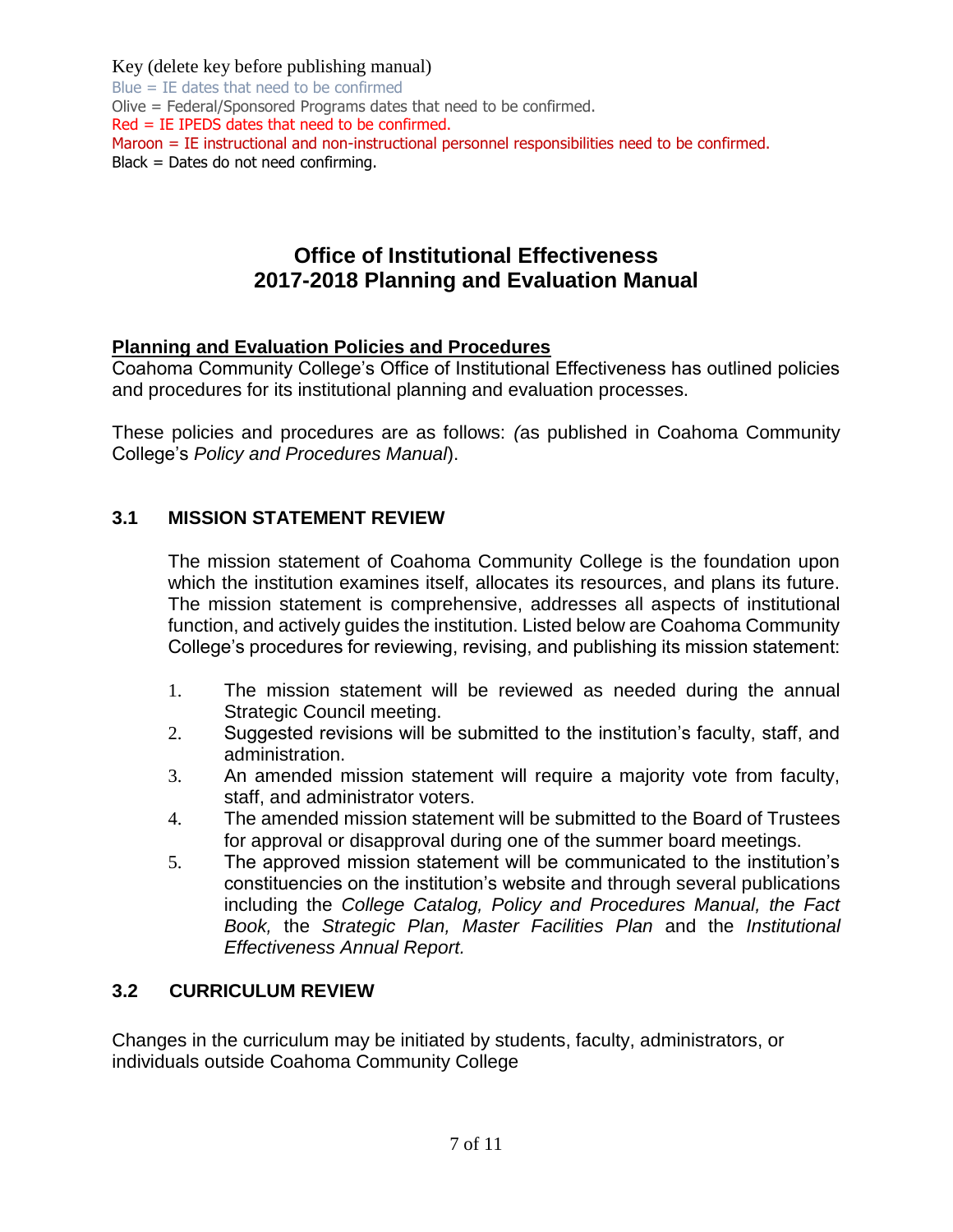Key (delete key before publishing manual)
Blue = IE dates that need to be confirmed
Olive = Federal/Sponsored Programs dates that need to be confirmed.
Red = IE IPEDS dates that need to be confirmed.
Maroon = IE instructional and non-instructional personnel responsibilities need to be confirmed.
Black = Dates do not need confirming.

# Office of Institutional Effectiveness
# 2017-2018 Planning and Evaluation Manual

**Planning and Evaluation Policies and Procedures**

Coahoma Community College's Office of Institutional Effectiveness has outlined policies and procedures for its institutional planning and evaluation processes.

These policies and procedures are as follows: *(*as published in Coahoma Community College's *Policy and Procedures Manual*).

## 3.1 MISSION STATEMENT REVIEW

The mission statement of Coahoma Community College is the foundation upon which the institution examines itself, allocates its resources, and plans its future. The mission statement is comprehensive, addresses all aspects of institutional function, and actively guides the institution. Listed below are Coahoma Community College's procedures for reviewing, revising, and publishing its mission statement:

1. The mission statement will be reviewed as needed during the annual Strategic Council meeting.
2. Suggested revisions will be submitted to the institution's faculty, staff, and administration.
3. An amended mission statement will require a majority vote from faculty, staff, and administrator voters.
4. The amended mission statement will be submitted to the Board of Trustees for approval or disapproval during one of the summer board meetings.
5. The approved mission statement will be communicated to the institution's constituencies on the institution's website and through several publications including the *College Catalog, Policy and Procedures Manual, the Fact Book,* the *Strategic Plan, Master Facilities Plan* and the *Institutional Effectiveness Annual Report.*

## 3.2 CURRICULUM REVIEW

Changes in the curriculum may be initiated by students, faculty, administrators, or individuals outside Coahoma Community College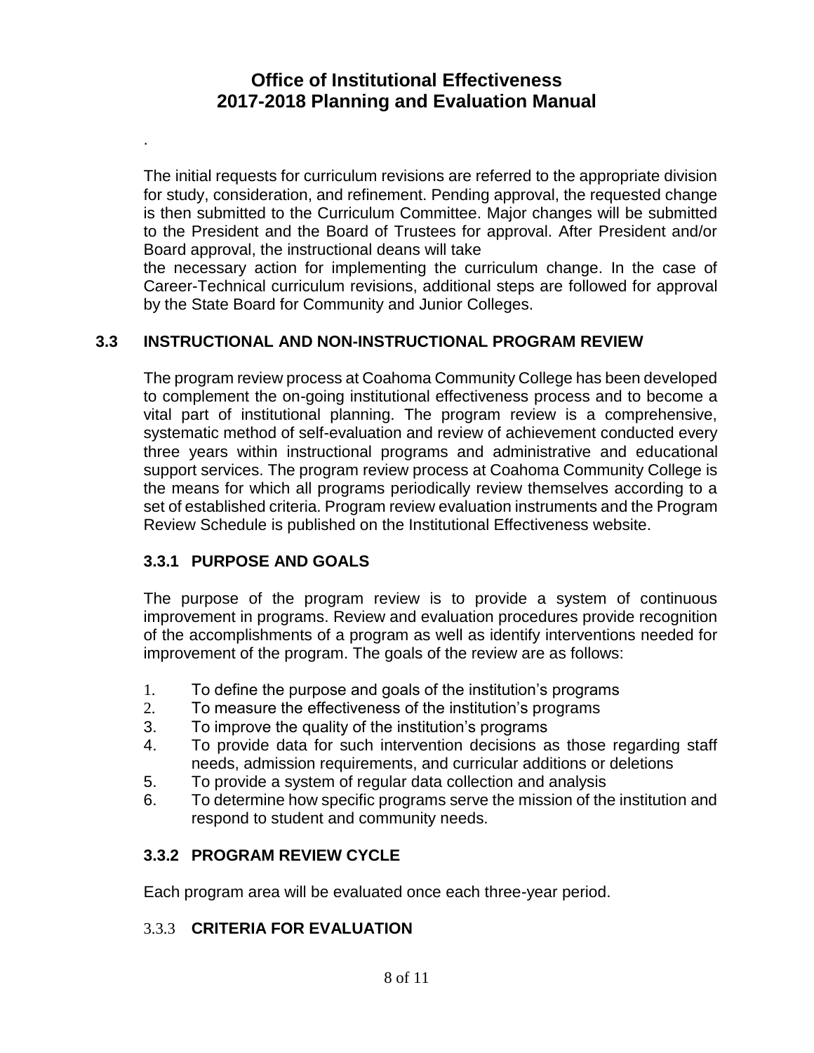.

The initial requests for curriculum revisions are referred to the appropriate division for study, consideration, and refinement. Pending approval, the requested change is then submitted to the Curriculum Committee. Major changes will be submitted to the President and the Board of Trustees for approval. After President and/or Board approval, the instructional deans will take
the necessary action for implementing the curriculum change. In the case of Career-Technical curriculum revisions, additional steps are followed for approval by the State Board for Community and Junior Colleges.

## 3.3 INSTRUCTIONAL AND NON-INSTRUCTIONAL PROGRAM REVIEW

The program review process at Coahoma Community College has been developed to complement the on-going institutional effectiveness process and to become a vital part of institutional planning. The program review is a comprehensive, systematic method of self-evaluation and review of achievement conducted every three years within instructional programs and administrative and educational support services. The program review process at Coahoma Community College is the means for which all programs periodically review themselves according to a set of established criteria. Program review evaluation instruments and the Program Review Schedule is published on the Institutional Effectiveness website.

### 3.3.1 PURPOSE AND GOALS

The purpose of the program review is to provide a system of continuous improvement in programs. Review and evaluation procedures provide recognition of the accomplishments of a program as well as identify interventions needed for improvement of the program. The goals of the review are as follows:

1. To define the purpose and goals of the institution's programs
2. To measure the effectiveness of the institution's programs
3. To improve the quality of the institution's programs
4. To provide data for such intervention decisions as those regarding staff needs, admission requirements, and curricular additions or deletions
5. To provide a system of regular data collection and analysis
6. To determine how specific programs serve the mission of the institution and respond to student and community needs.

### 3.3.2 PROGRAM REVIEW CYCLE

Each program area will be evaluated once each three-year period.

### 3.3.3 CRITERIA FOR EVALUATION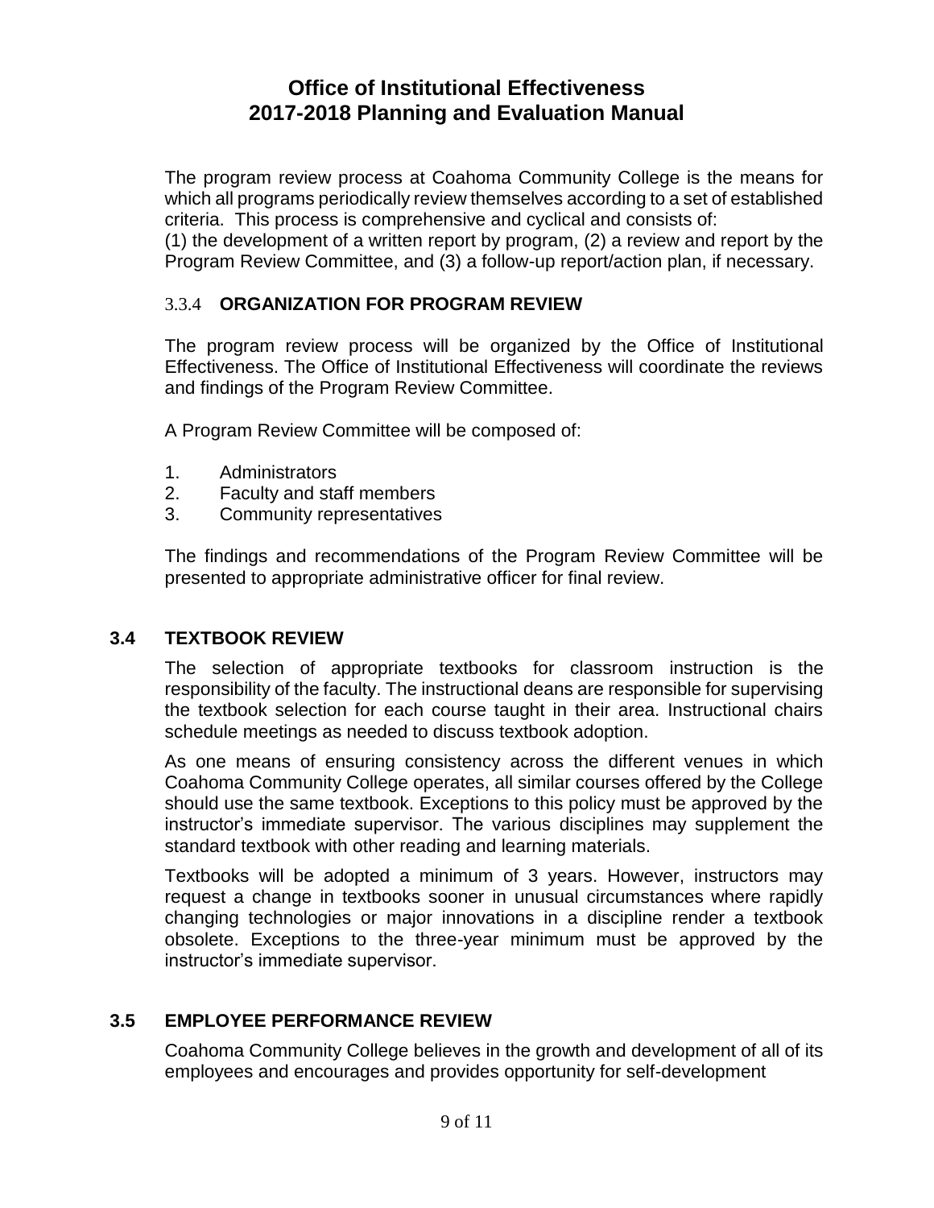The program review process at Coahoma Community College is the means for which all programs periodically review themselves according to a set of established criteria. This process is comprehensive and cyclical and consists of:
(1) the development of a written report by program, (2) a review and report by the Program Review Committee, and (3) a follow-up report/action plan, if necessary.

### 3.3.4 ORGANIZATION FOR PROGRAM REVIEW

The program review process will be organized by the Office of Institutional Effectiveness. The Office of Institutional Effectiveness will coordinate the reviews and findings of the Program Review Committee.

A Program Review Committee will be composed of:

1. Administrators
2. Faculty and staff members
3. Community representatives

The findings and recommendations of the Program Review Committee will be presented to appropriate administrative officer for final review.

## 3.4 TEXTBOOK REVIEW

The selection of appropriate textbooks for classroom instruction is the responsibility of the faculty. The instructional deans are responsible for supervising the textbook selection for each course taught in their area. Instructional chairs schedule meetings as needed to discuss textbook adoption.

As one means of ensuring consistency across the different venues in which Coahoma Community College operates, all similar courses offered by the College should use the same textbook. Exceptions to this policy must be approved by the instructor's immediate supervisor. The various disciplines may supplement the standard textbook with other reading and learning materials.

Textbooks will be adopted a minimum of 3 years. However, instructors may request a change in textbooks sooner in unusual circumstances where rapidly changing technologies or major innovations in a discipline render a textbook obsolete. Exceptions to the three-year minimum must be approved by the instructor's immediate supervisor.

## 3.5 EMPLOYEE PERFORMANCE REVIEW

Coahoma Community College believes in the growth and development of all of its employees and encourages and provides opportunity for self-development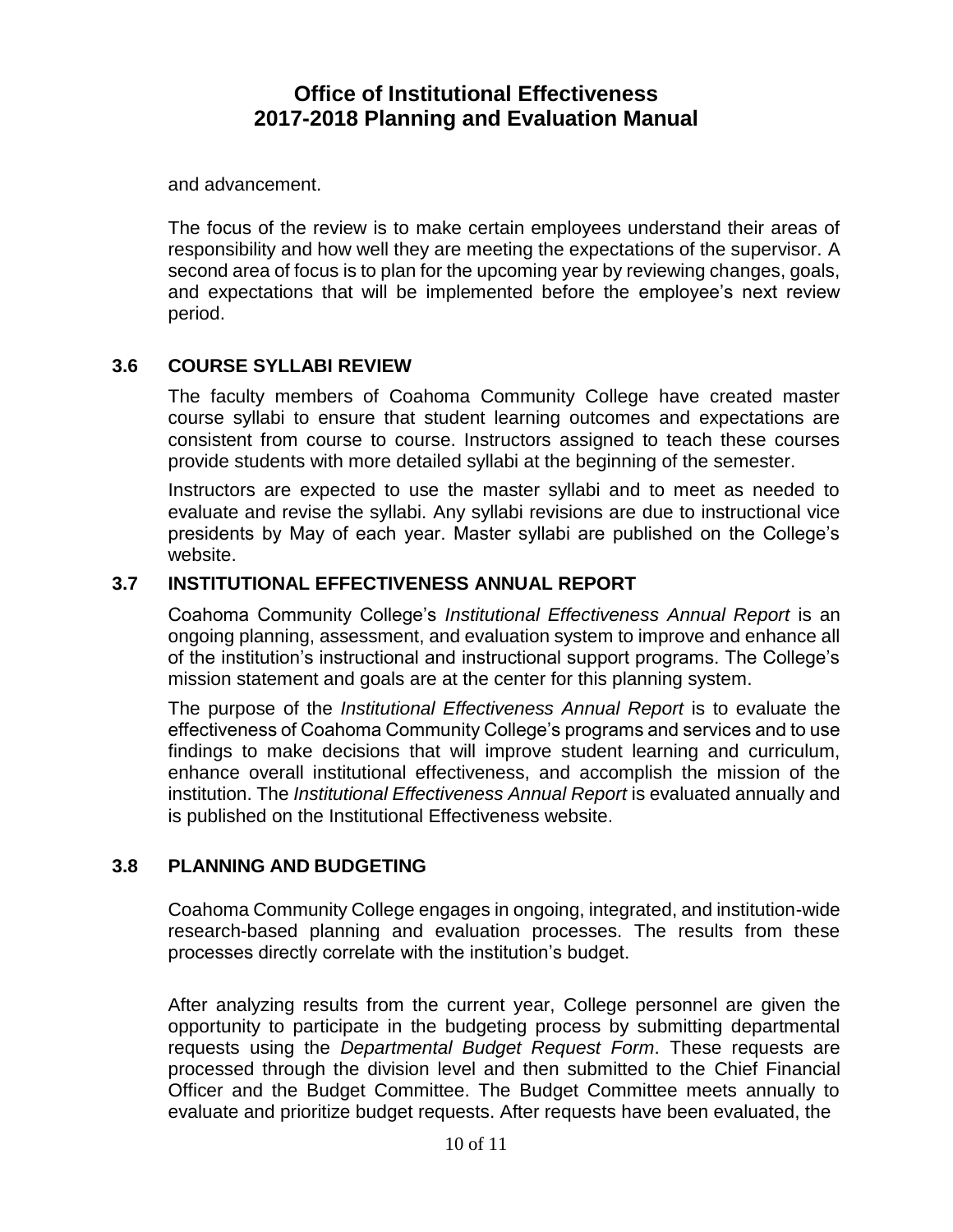and advancement.

The focus of the review is to make certain employees understand their areas of responsibility and how well they are meeting the expectations of the supervisor. A second area of focus is to plan for the upcoming year by reviewing changes, goals, and expectations that will be implemented before the employee's next review period.

### 3.6 COURSE SYLLABI REVIEW

The faculty members of Coahoma Community College have created master course syllabi to ensure that student learning outcomes and expectations are consistent from course to course. Instructors assigned to teach these courses provide students with more detailed syllabi at the beginning of the semester.

Instructors are expected to use the master syllabi and to meet as needed to evaluate and revise the syllabi. Any syllabi revisions are due to instructional vice presidents by May of each year. Master syllabi are published on the College's website.

### 3.7 INSTITUTIONAL EFFECTIVENESS ANNUAL REPORT

Coahoma Community College's *Institutional Effectiveness Annual Report* is an ongoing planning, assessment, and evaluation system to improve and enhance all of the institution's instructional and instructional support programs. The College's mission statement and goals are at the center for this planning system.

The purpose of the *Institutional Effectiveness Annual Report* is to evaluate the effectiveness of Coahoma Community College's programs and services and to use findings to make decisions that will improve student learning and curriculum, enhance overall institutional effectiveness, and accomplish the mission of the institution. The *Institutional Effectiveness Annual Report* is evaluated annually and is published on the Institutional Effectiveness website.

### 3.8 PLANNING AND BUDGETING

Coahoma Community College engages in ongoing, integrated, and institution-wide research-based planning and evaluation processes. The results from these processes directly correlate with the institution's budget.

After analyzing results from the current year, College personnel are given the opportunity to participate in the budgeting process by submitting departmental requests using the *Departmental Budget Request Form*. These requests are processed through the division level and then submitted to the Chief Financial Officer and the Budget Committee. The Budget Committee meets annually to evaluate and prioritize budget requests. After requests have been evaluated, the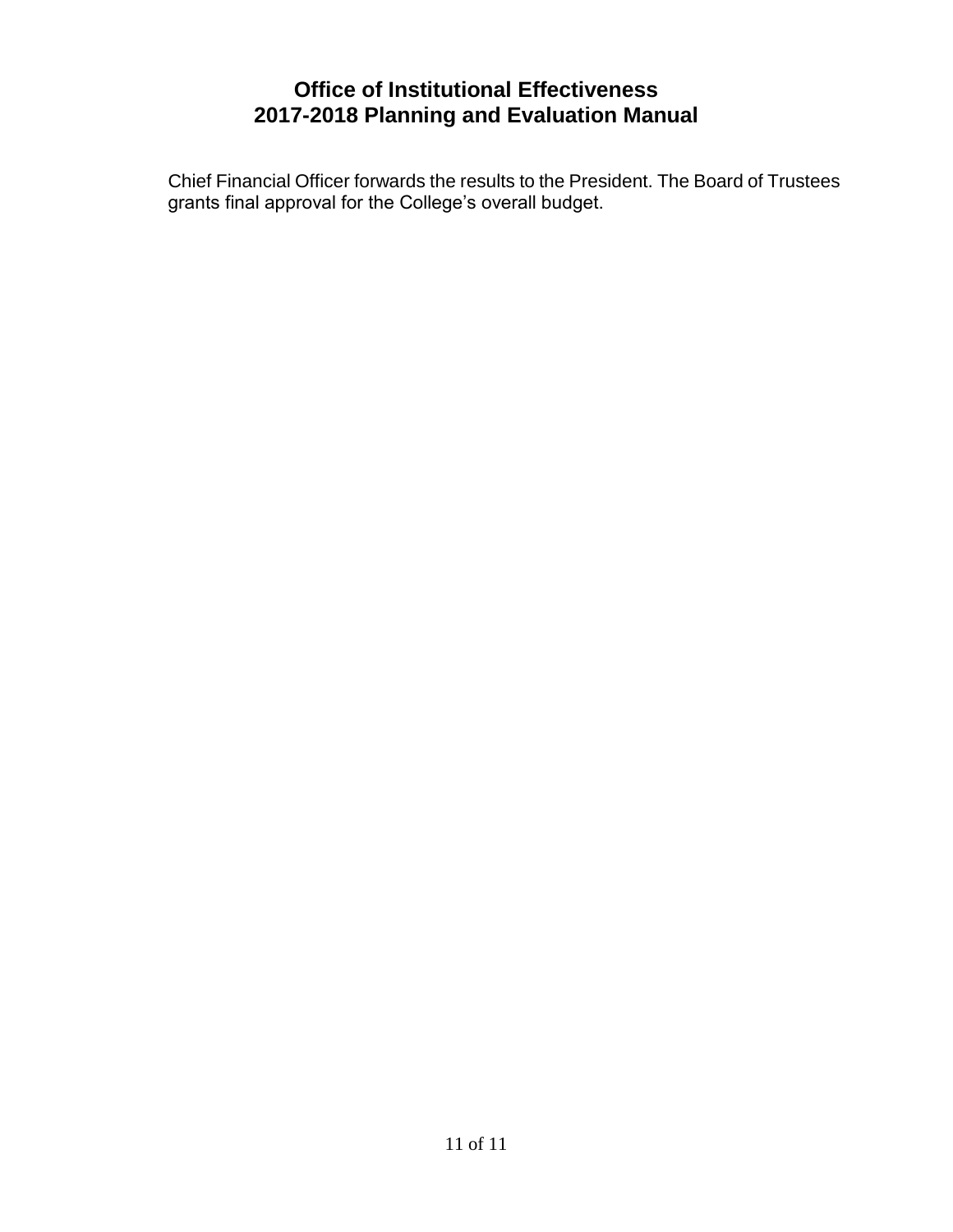Chief Financial Officer forwards the results to the President. The Board of Trustees grants final approval for the College’s overall budget.